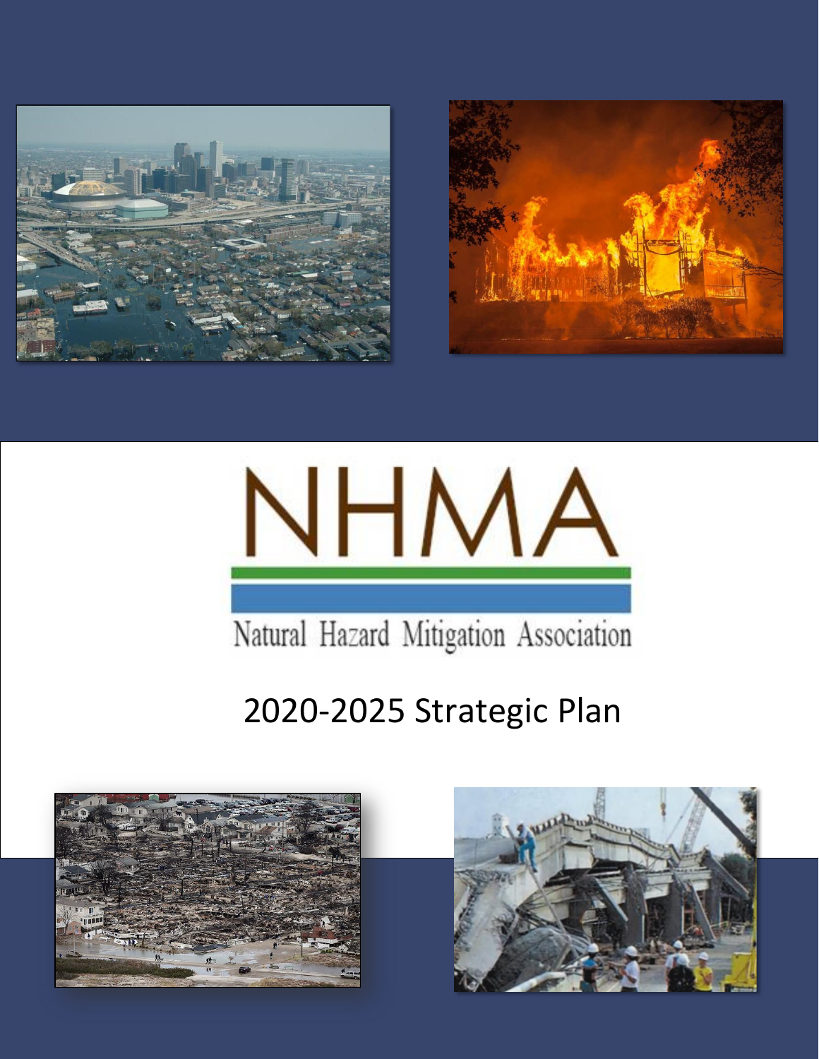# NHMA

Natural Hazard Mitigation Association

## 2020-2025 Strategic Plan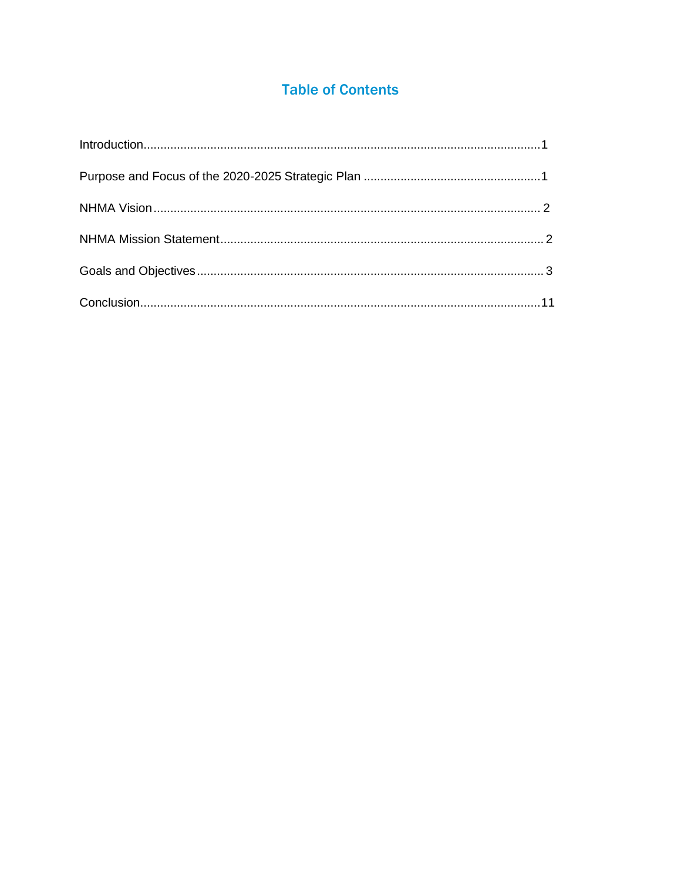# Table of Contents

Introduction........................................................................................................................1

Purpose and Focus of the 2020-2025 Strategic Plan .....................................................1

NHMA Vision.................................................................................................................... 2

NHMA Mission Statement................................................................................................ 2

Goals and Objectives....................................................................................................... 3

Conclusion.......................................................................................................................11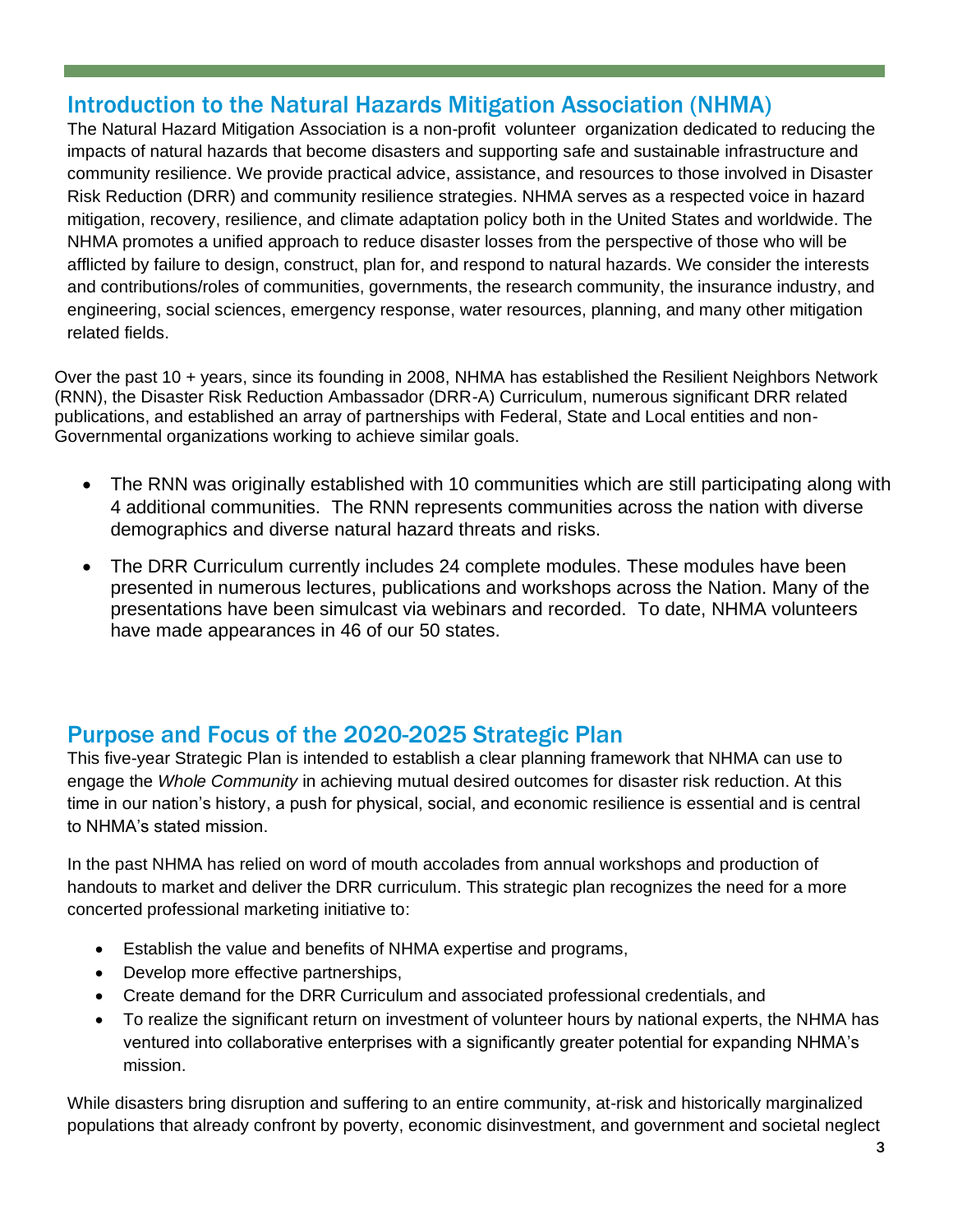## Introduction to the Natural Hazards Mitigation Association (NHMA)

The Natural Hazard Mitigation Association is a non-profit volunteer organization dedicated to reducing the impacts of natural hazards that become disasters and supporting safe and sustainable infrastructure and community resilience. We provide practical advice, assistance, and resources to those involved in Disaster Risk Reduction (DRR) and community resilience strategies. NHMA serves as a respected voice in hazard mitigation, recovery, resilience, and climate adaptation policy both in the United States and worldwide. The NHMA promotes a unified approach to reduce disaster losses from the perspective of those who will be afflicted by failure to design, construct, plan for, and respond to natural hazards. We consider the interests and contributions/roles of communities, governments, the research community, the insurance industry, and engineering, social sciences, emergency response, water resources, planning, and many other mitigation related fields.

Over the past 10 + years, since its founding in 2008, NHMA has established the Resilient Neighbors Network (RNN), the Disaster Risk Reduction Ambassador (DRR-A) Curriculum, numerous significant DRR related publications, and established an array of partnerships with Federal, State and Local entities and non-Governmental organizations working to achieve similar goals.

- The RNN was originally established with 10 communities which are still participating along with 4 additional communities. The RNN represents communities across the nation with diverse demographics and diverse natural hazard threats and risks.
- The DRR Curriculum currently includes 24 complete modules. These modules have been presented in numerous lectures, publications and workshops across the Nation. Many of the presentations have been simulcast via webinars and recorded. To date, NHMA volunteers have made appearances in 46 of our 50 states.

## Purpose and Focus of the 2020-2025 Strategic Plan

This five-year Strategic Plan is intended to establish a clear planning framework that NHMA can use to engage the *Whole Community* in achieving mutual desired outcomes for disaster risk reduction. At this time in our nation's history, a push for physical, social, and economic resilience is essential and is central to NHMA's stated mission.

In the past NHMA has relied on word of mouth accolades from annual workshops and production of handouts to market and deliver the DRR curriculum. This strategic plan recognizes the need for a more concerted professional marketing initiative to:

- Establish the value and benefits of NHMA expertise and programs,
- Develop more effective partnerships,
- Create demand for the DRR Curriculum and associated professional credentials, and
- To realize the significant return on investment of volunteer hours by national experts, the NHMA has ventured into collaborative enterprises with a significantly greater potential for expanding NHMA's mission.

While disasters bring disruption and suffering to an entire community, at-risk and historically marginalized populations that already confront by poverty, economic disinvestment, and government and societal neglect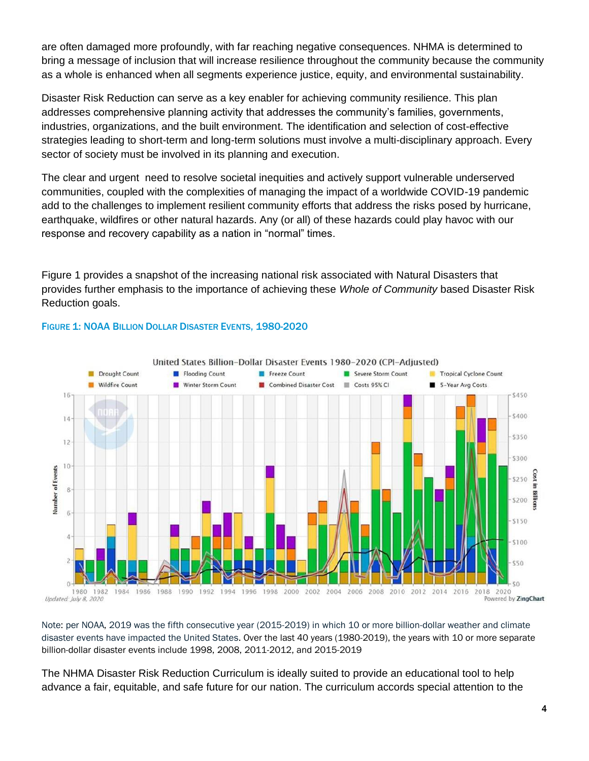are often damaged more profoundly, with far reaching negative consequences. NHMA is determined to bring a message of inclusion that will increase resilience throughout the community because the community as a whole is enhanced when all segments experience justice, equity, and environmental sustainability.

Disaster Risk Reduction can serve as a key enabler for achieving community resilience. This plan addresses comprehensive planning activity that addresses the community's families, governments, industries, organizations, and the built environment. The identification and selection of cost-effective strategies leading to short-term and long-term solutions must involve a multi-disciplinary approach. Every sector of society must be involved in its planning and execution.

The clear and urgent need to resolve societal inequities and actively support vulnerable underserved communities, coupled with the complexities of managing the impact of a worldwide COVID-19 pandemic add to the challenges to implement resilient community efforts that address the risks posed by hurricane, earthquake, wildfires or other natural hazards. Any (or all) of these hazards could play havoc with our response and recovery capability as a nation in "normal" times.

Figure 1 provides a snapshot of the increasing national risk associated with Natural Disasters that provides further emphasis to the importance of achieving these *Whole of Community* based Disaster Risk Reduction goals.

**FIGURE 1: NOAA BILLION DOLLAR DISASTER EVENTS, 1980-2020**

Note: per NOAA, 2019 was the fifth consecutive year (2015-2019) in which 10 or more billion-dollar weather and climate disaster events have impacted the United States. Over the last 40 years (1980-2019), the years with 10 or more separate billion-dollar disaster events include 1998, 2008, 2011-2012, and 2015-2019

The NHMA Disaster Risk Reduction Curriculum is ideally suited to provide an educational tool to help advance a fair, equitable, and safe future for our nation. The curriculum accords special attention to the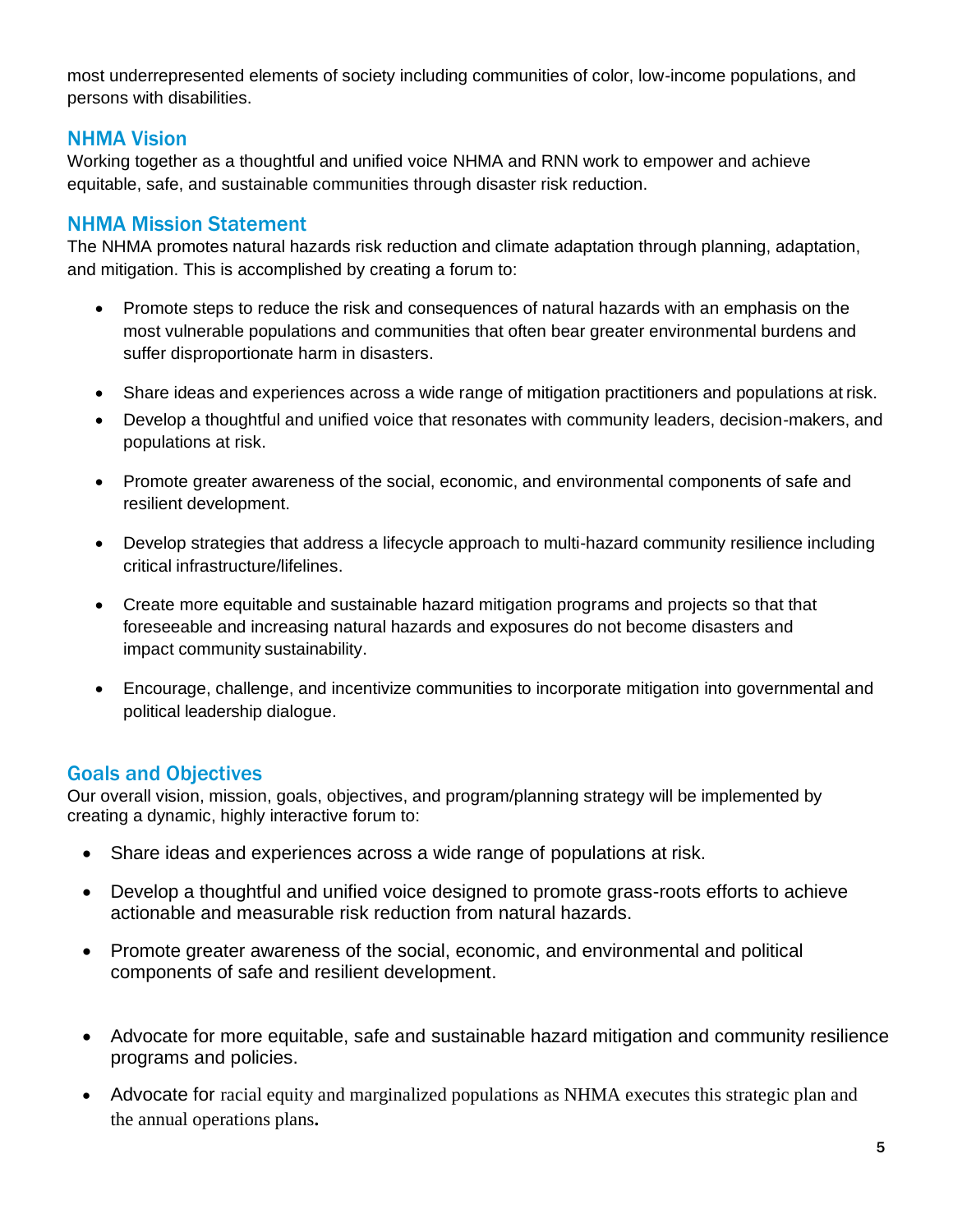most underrepresented elements of society including communities of color, low-income populations, and persons with disabilities.

## NHMA Vision

Working together as a thoughtful and unified voice NHMA and RNN work to empower and achieve equitable, safe, and sustainable communities through disaster risk reduction.

## NHMA Mission Statement

The NHMA promotes natural hazards risk reduction and climate adaptation through planning, adaptation, and mitigation. This is accomplished by creating a forum to:

- Promote steps to reduce the risk and consequences of natural hazards with an emphasis on the most vulnerable populations and communities that often bear greater environmental burdens and suffer disproportionate harm in disasters.
- Share ideas and experiences across a wide range of mitigation practitioners and populations at risk.
- Develop a thoughtful and unified voice that resonates with community leaders, decision-makers, and populations at risk.
- Promote greater awareness of the social, economic, and environmental components of safe and resilient development.
- Develop strategies that address a lifecycle approach to multi-hazard community resilience including critical infrastructure/lifelines.
- Create more equitable and sustainable hazard mitigation programs and projects so that that foreseeable and increasing natural hazards and exposures do not become disasters and impact community sustainability.
- Encourage, challenge, and incentivize communities to incorporate mitigation into governmental and political leadership dialogue.

## Goals and Objectives

Our overall vision, mission, goals, objectives, and program/planning strategy will be implemented by creating a dynamic, highly interactive forum to:

- Share ideas and experiences across a wide range of populations at risk.
- Develop a thoughtful and unified voice designed to promote grass-roots efforts to achieve actionable and measurable risk reduction from natural hazards.
- Promote greater awareness of the social, economic, and environmental and political components of safe and resilient development.
- Advocate for more equitable, safe and sustainable hazard mitigation and community resilience programs and policies.
- Advocate for racial equity and marginalized populations as NHMA executes this strategic plan and the annual operations plans.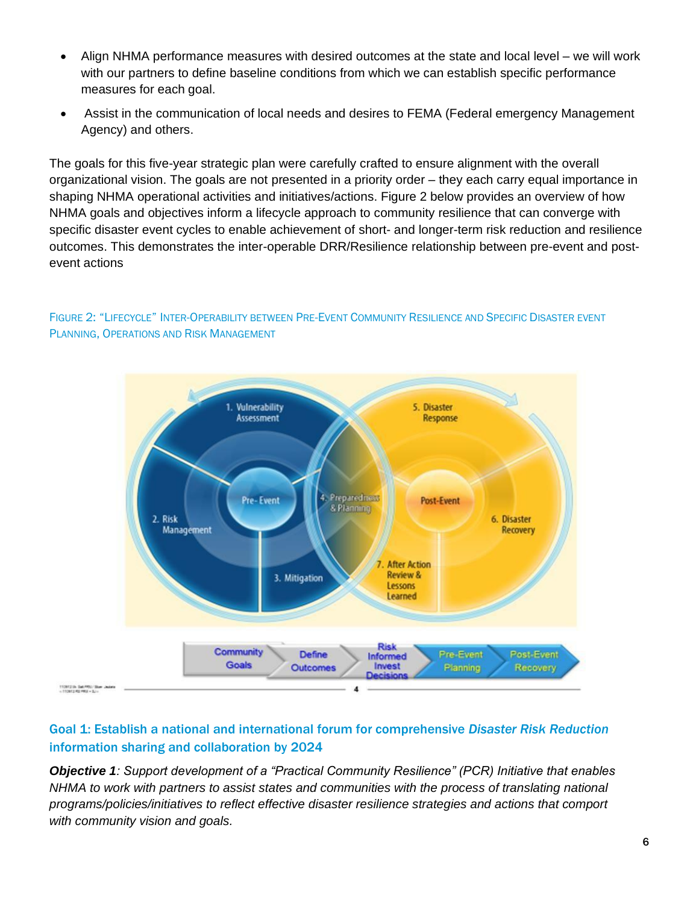- Align NHMA performance measures with desired outcomes at the state and local level – we will work with our partners to define baseline conditions from which we can establish specific performance measures for each goal.
- Assist in the communication of local needs and desires to FEMA (Federal emergency Management Agency) and others.

The goals for this five-year strategic plan were carefully crafted to ensure alignment with the overall organizational vision. The goals are not presented in a priority order – they each carry equal importance in shaping NHMA operational activities and initiatives/actions. Figure 2 below provides an overview of how NHMA goals and objectives inform a lifecycle approach to community resilience that can converge with specific disaster event cycles to enable achievement of short- and longer-term risk reduction and resilience outcomes. This demonstrates the inter-operable DRR/Resilience relationship between pre-event and post-event actions

FIGURE 2: "LIFECYCLE" INTER-OPERABILITY BETWEEN PRE-EVENT COMMUNITY RESILIENCE AND SPECIFIC DISASTER EVENT PLANNING, OPERATIONS AND RISK MANAGEMENT

## Goal 1: Establish a national and international forum for comprehensive *Disaster Risk Reduction* information sharing and collaboration by 2024

***Objective 1****: Support development of a "Practical Community Resilience" (PCR) Initiative that enables NHMA to work with partners to assist states and communities with the process of translating national programs/policies/initiatives to reflect effective disaster resilience strategies and actions that comport with community vision and goals.*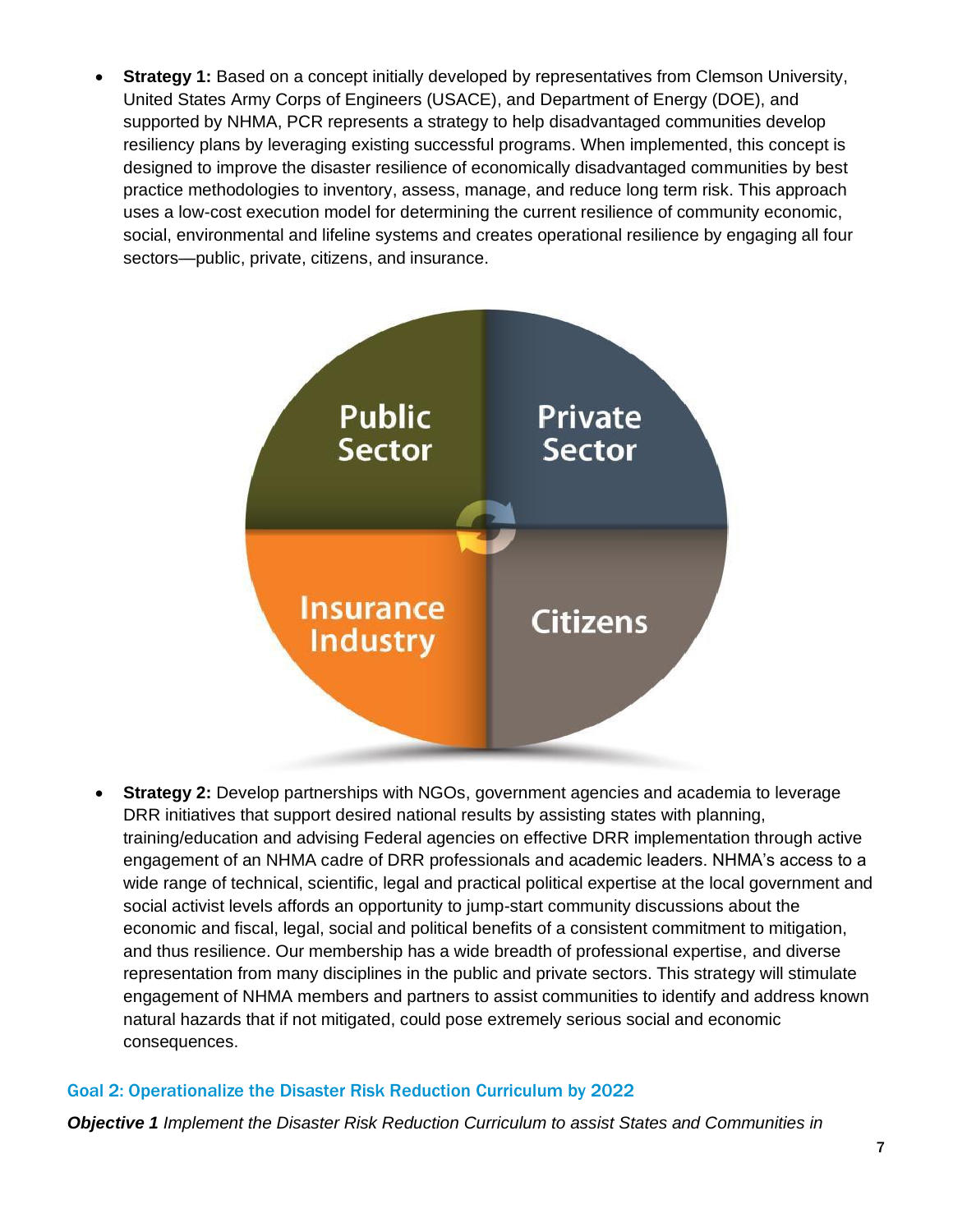- **Strategy 1:** Based on a concept initially developed by representatives from Clemson University, United States Army Corps of Engineers (USACE), and Department of Energy (DOE), and supported by NHMA, PCR represents a strategy to help disadvantaged communities develop resiliency plans by leveraging existing successful programs. When implemented, this concept is designed to improve the disaster resilience of economically disadvantaged communities by best practice methodologies to inventory, assess, manage, and reduce long term risk. This approach uses a low-cost execution model for determining the current resilience of community economic, social, environmental and lifeline systems and creates operational resilience by engaging all four sectors—public, private, citizens, and insurance.

Public Sector | Private Sector | Insurance Industry | Citizens

- **Strategy 2:** Develop partnerships with NGOs, government agencies and academia to leverage DRR initiatives that support desired national results by assisting states with planning, training/education and advising Federal agencies on effective DRR implementation through active engagement of an NHMA cadre of DRR professionals and academic leaders. NHMA's access to a wide range of technical, scientific, legal and practical political expertise at the local government and social activist levels affords an opportunity to jump-start community discussions about the economic and fiscal, legal, social and political benefits of a consistent commitment to mitigation, and thus resilience. Our membership has a wide breadth of professional expertise, and diverse representation from many disciplines in the public and private sectors. This strategy will stimulate engagement of NHMA members and partners to assist communities to identify and address known natural hazards that if not mitigated, could pose extremely serious social and economic consequences.

## Goal 2: Operationalize the Disaster Risk Reduction Curriculum by 2022

***Objective 1*** *Implement the Disaster Risk Reduction Curriculum to assist States and Communities in*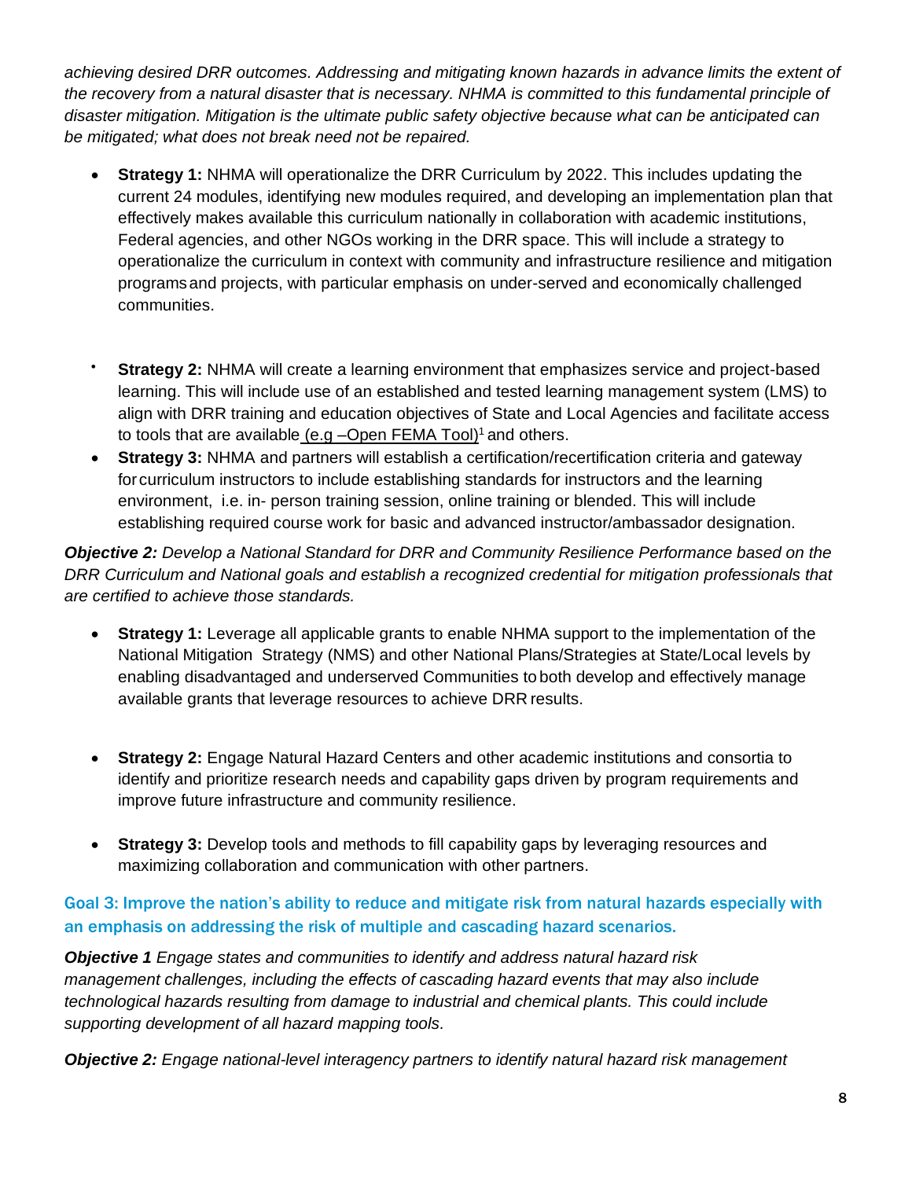*achieving desired DRR outcomes. Addressing and mitigating known hazards in advance limits the extent of the recovery from a natural disaster that is necessary. NHMA is committed to this fundamental principle of disaster mitigation. Mitigation is the ultimate public safety objective because what can be anticipated can be mitigated; what does not break need not be repaired.*

- **Strategy 1:** NHMA will operationalize the DRR Curriculum by 2022. This includes updating the current 24 modules, identifying new modules required, and developing an implementation plan that effectively makes available this curriculum nationally in collaboration with academic institutions, Federal agencies, and other NGOs working in the DRR space. This will include a strategy to operationalize the curriculum in context with community and infrastructure resilience and mitigation programs and projects, with particular emphasis on under-served and economically challenged communities.

- **Strategy 2:** NHMA will create a learning environment that emphasizes service and project-based learning. This will include use of an established and tested learning management system (LMS) to align with DRR training and education objectives of State and Local Agencies and facilitate access to tools that are available (e.g –Open FEMA Tool)[1] and others.
- **Strategy 3:** NHMA and partners will establish a certification/recertification criteria and gateway for curriculum instructors to include establishing standards for instructors and the learning environment, i.e. in- person training session, online training or blended. This will include establishing required course work for basic and advanced instructor/ambassador designation.

***Objective 2:*** *Develop a National Standard for DRR and Community Resilience Performance based on the DRR Curriculum and National goals and establish a recognized credential for mitigation professionals that are certified to achieve those standards.*

- **Strategy 1:** Leverage all applicable grants to enable NHMA support to the implementation of the National Mitigation Strategy (NMS) and other National Plans/Strategies at State/Local levels by enabling disadvantaged and underserved Communities to both develop and effectively manage available grants that leverage resources to achieve DRR results.

- **Strategy 2:** Engage Natural Hazard Centers and other academic institutions and consortia to identify and prioritize research needs and capability gaps driven by program requirements and improve future infrastructure and community resilience.

- **Strategy 3:** Develop tools and methods to fill capability gaps by leveraging resources and maximizing collaboration and communication with other partners.

## Goal 3: Improve the nation's ability to reduce and mitigate risk from natural hazards especially with an emphasis on addressing the risk of multiple and cascading hazard scenarios.

***Objective 1*** *Engage states and communities to identify and address natural hazard risk management challenges, including the effects of cascading hazard events that may also include technological hazards resulting from damage to industrial and chemical plants. This could include supporting development of all hazard mapping tools.*

***Objective 2:*** *Engage national-level interagency partners to identify natural hazard risk management*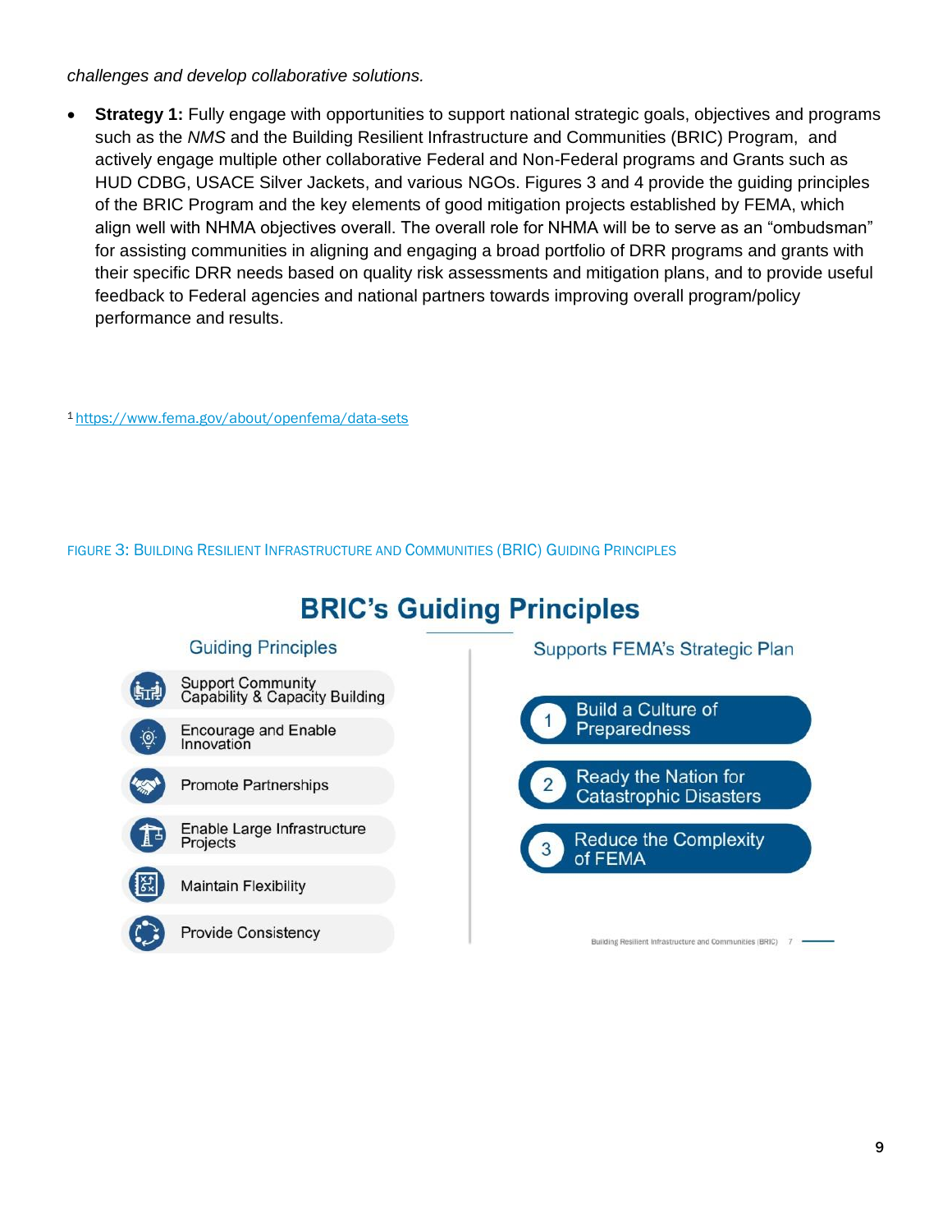*challenges and develop collaborative solutions.*

- **Strategy 1:** Fully engage with opportunities to support national strategic goals, objectives and programs such as the *NMS* and the Building Resilient Infrastructure and Communities (BRIC) Program, and actively engage multiple other collaborative Federal and Non-Federal programs and Grants such as HUD CDBG, USACE Silver Jackets, and various NGOs. Figures 3 and 4 provide the guiding principles of the BRIC Program and the key elements of good mitigation projects established by FEMA, which align well with NHMA objectives overall. The overall role for NHMA will be to serve as an "ombudsman" for assisting communities in aligning and engaging a broad portfolio of DRR programs and grants with their specific DRR needs based on quality risk assessments and mitigation plans, and to provide useful feedback to Federal agencies and national partners towards improving overall program/policy performance and results.

[1] https://www.fema.gov/about/openfema/data-sets

FIGURE 3: BUILDING RESILIENT INFRASTRUCTURE AND COMMUNITIES (BRIC) GUIDING PRINCIPLES

## BRIC's Guiding Principles

**Guiding Principles**

- Support Community Capability & Capacity Building
- Encourage and Enable Innovation
- Promote Partnerships
- Enable Large Infrastructure Projects
- Maintain Flexibility
- Provide Consistency

**Supports FEMA's Strategic Plan**

1. Build a Culture of Preparedness
2. Ready the Nation for Catastrophic Disasters
3. Reduce the Complexity of FEMA

Building Resilient Infrastructure and Communities (BRIC) 7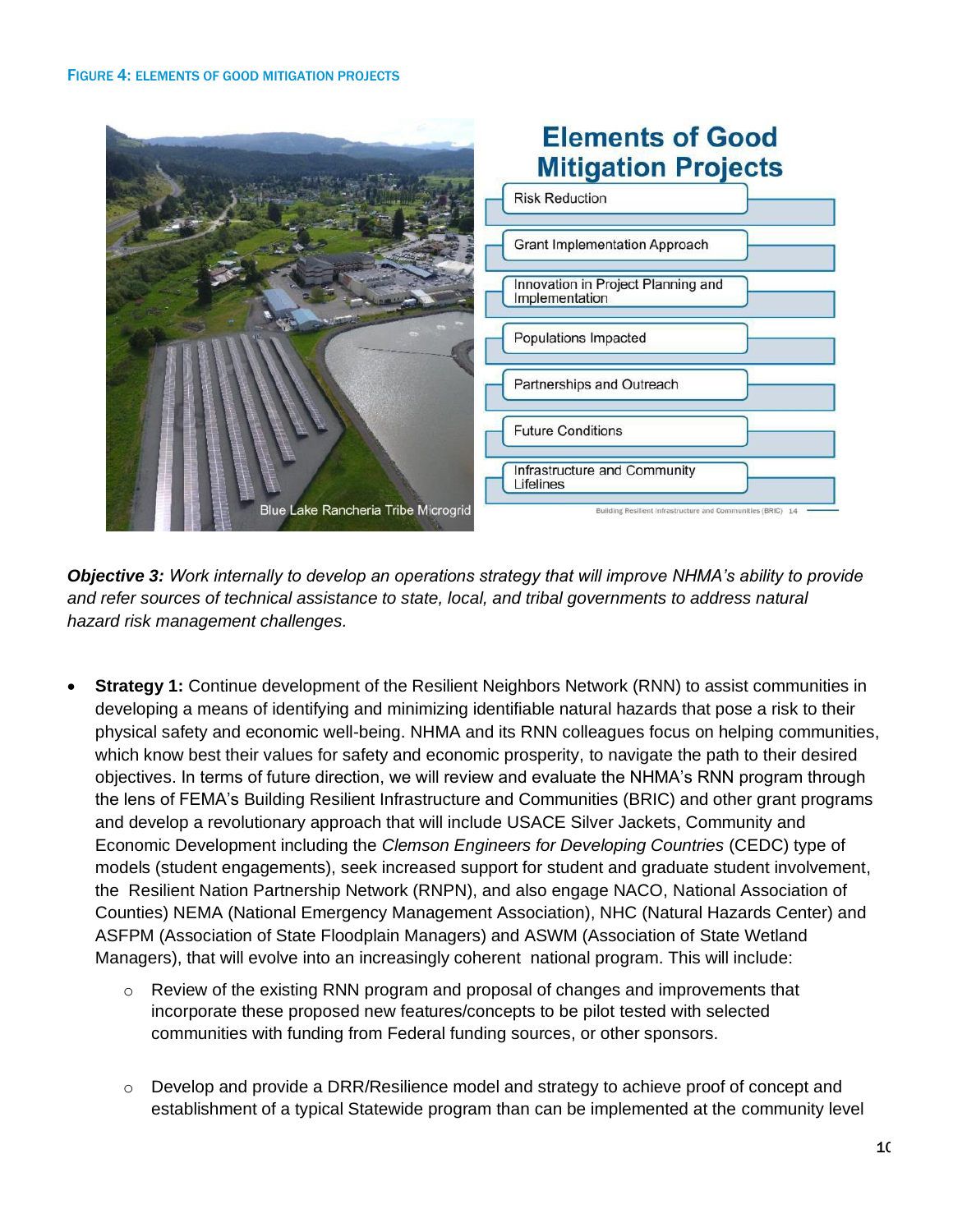FIGURE 4: ELEMENTS OF GOOD MITIGATION PROJECTS

Elements of Good Mitigation Projects

- Risk Reduction
- Grant Implementation Approach
- Innovation in Project Planning and Implementation
- Populations Impacted
- Partnerships and Outreach
- Future Conditions
- Infrastructure and Community Lifelines

Blue Lake Rancheria Tribe Microgrid

***Objective 3:*** *Work internally to develop an operations strategy that will improve NHMA's ability to provide and refer sources of technical assistance to state, local, and tribal governments to address natural hazard risk management challenges.*

- **Strategy 1:** Continue development of the Resilient Neighbors Network (RNN) to assist communities in developing a means of identifying and minimizing identifiable natural hazards that pose a risk to their physical safety and economic well-being. NHMA and its RNN colleagues focus on helping communities, which know best their values for safety and economic prosperity, to navigate the path to their desired objectives. In terms of future direction, we will review and evaluate the NHMA's RNN program through the lens of FEMA's Building Resilient Infrastructure and Communities (BRIC) and other grant programs and develop a revolutionary approach that will include USACE Silver Jackets, Community and Economic Development including the *Clemson Engineers for Developing Countries* (CEDC) type of models (student engagements), seek increased support for student and graduate student involvement, the Resilient Nation Partnership Network (RNPN), and also engage NACO, National Association of Counties) NEMA (National Emergency Management Association), NHC (Natural Hazards Center) and ASFPM (Association of State Floodplain Managers) and ASWM (Association of State Wetland Managers), that will evolve into an increasingly coherent national program. This will include:
    - Review of the existing RNN program and proposal of changes and improvements that incorporate these proposed new features/concepts to be pilot tested with selected communities with funding from Federal funding sources, or other sponsors.
    - Develop and provide a DRR/Resilience model and strategy to achieve proof of concept and establishment of a typical Statewide program than can be implemented at the community level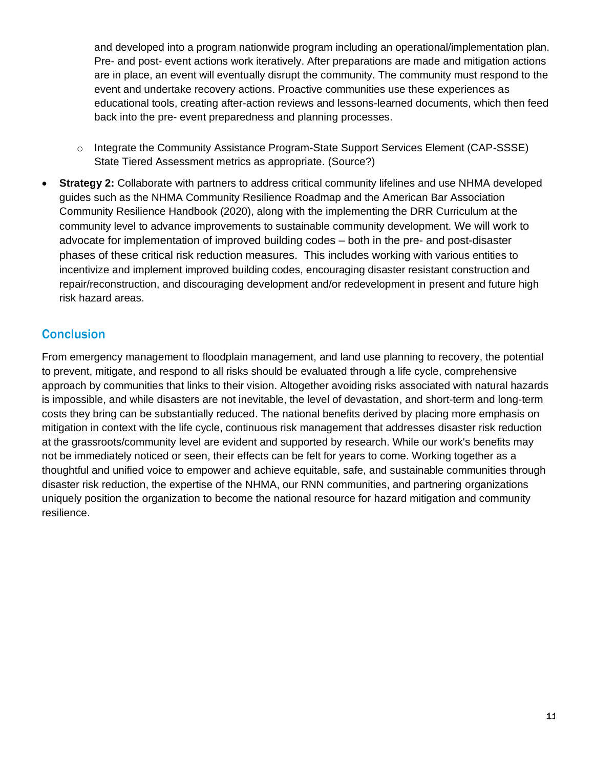and developed into a program nationwide program including an operational/implementation plan. Pre- and post- event actions work iteratively. After preparations are made and mitigation actions are in place, an event will eventually disrupt the community. The community must respond to the event and undertake recovery actions. Proactive communities use these experiences as educational tools, creating after-action reviews and lessons-learned documents, which then feed back into the pre- event preparedness and planning processes.

  - Integrate the Community Assistance Program-State Support Services Element (CAP-SSSE) State Tiered Assessment metrics as appropriate. (Source?)

- **Strategy 2:** Collaborate with partners to address critical community lifelines and use NHMA developed guides such as the NHMA Community Resilience Roadmap and the American Bar Association Community Resilience Handbook (2020), along with the implementing the DRR Curriculum at the community level to advance improvements to sustainable community development. We will work to advocate for implementation of improved building codes – both in the pre- and post-disaster phases of these critical risk reduction measures. This includes working with various entities to incentivize and implement improved building codes, encouraging disaster resistant construction and repair/reconstruction, and discouraging development and/or redevelopment in present and future high risk hazard areas.

## Conclusion

From emergency management to floodplain management, and land use planning to recovery, the potential to prevent, mitigate, and respond to all risks should be evaluated through a life cycle, comprehensive approach by communities that links to their vision. Altogether avoiding risks associated with natural hazards is impossible, and while disasters are not inevitable, the level of devastation, and short-term and long-term costs they bring can be substantially reduced. The national benefits derived by placing more emphasis on mitigation in context with the life cycle, continuous risk management that addresses disaster risk reduction at the grassroots/community level are evident and supported by research. While our work's benefits may not be immediately noticed or seen, their effects can be felt for years to come. Working together as a thoughtful and unified voice to empower and achieve equitable, safe, and sustainable communities through disaster risk reduction, the expertise of the NHMA, our RNN communities, and partnering organizations uniquely position the organization to become the national resource for hazard mitigation and community resilience.